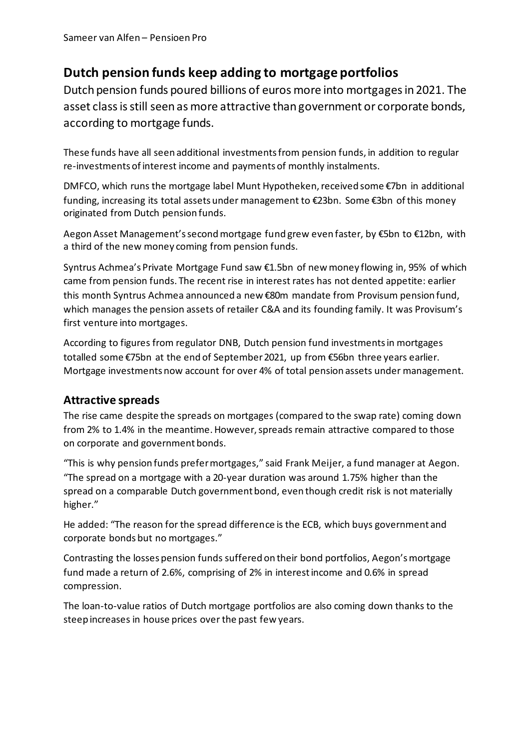Sameer van Alfen – Pensioen Pro

# Dutch pension funds keep adding to mortgage portfolios

Dutch pension funds poured billions of euros more into mortgages in 2021. The asset class is still seen as more attractive than government or corporate bonds, according to mortgage funds.

These funds have all seen additional investments from pension funds, in addition to regular re-investments of interest income and payments of monthly instalments.

DMFCO, which runs the mortgage label Munt Hypotheken, received some €7bn in additional funding, increasing its total assets under management to €23bn. Some €3bn of this money originated from Dutch pension funds.

Aegon Asset Management's second mortgage fund grew even faster, by €5bn to €12bn, with a third of the new money coming from pension funds.

Syntrus Achmea's Private Mortgage Fund saw €1.5bn of new money flowing in, 95% of which came from pension funds. The recent rise in interest rates has not dented appetite: earlier this month Syntrus Achmea announced a new €80m mandate from Provisum pension fund, which manages the pension assets of retailer C&A and its founding family. It was Provisum's first venture into mortgages.

According to figures from regulator DNB, Dutch pension fund investments in mortgages totalled some €75bn at the end of September 2021, up from €56bn three years earlier. Mortgage investments now account for over 4% of total pension assets under management.

## Attractive spreads

The rise came despite the spreads on mortgages (compared to the swap rate) coming down from 2% to 1.4% in the meantime. However, spreads remain attractive compared to those on corporate and government bonds.

"This is why pension funds prefer mortgages," said Frank Meijer, a fund manager at Aegon. "The spread on a mortgage with a 20-year duration was around 1.75% higher than the spread on a comparable Dutch government bond, even though credit risk is not materially higher."

He added: "The reason for the spread difference is the ECB, which buys government and corporate bonds but no mortgages."

Contrasting the losses pension funds suffered on their bond portfolios, Aegon's mortgage fund made a return of 2.6%, comprising of 2% in interest income and 0.6% in spread compression.

The loan-to-value ratios of Dutch mortgage portfolios are also coming down thanks to the steep increases in house prices over the past few years.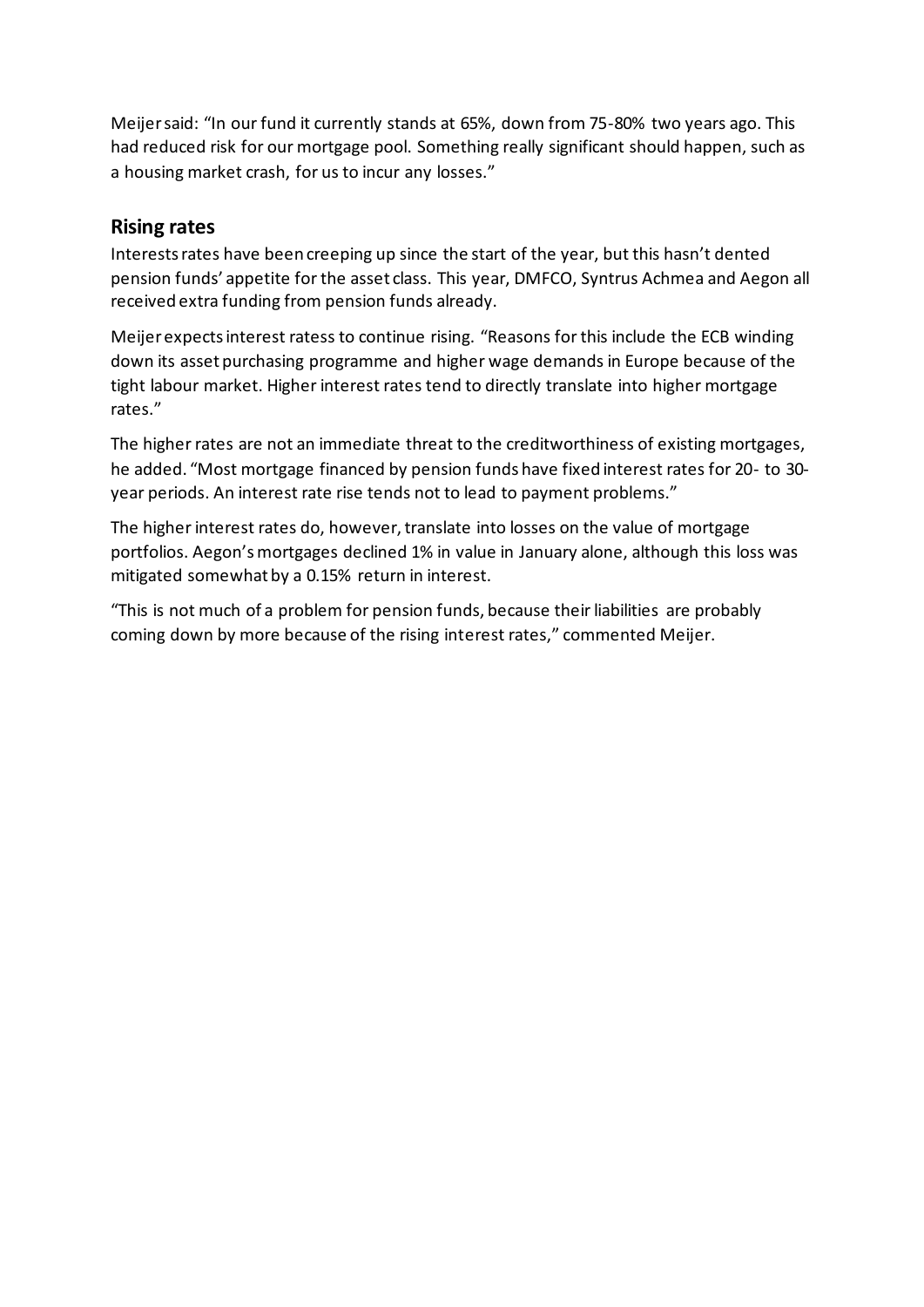Meijer said: "In our fund it currently stands at 65%, down from 75-80% two years ago. This had reduced risk for our mortgage pool. Something really significant should happen, such as a housing market crash, for us to incur any losses."

## Rising rates

Interests rates have been creeping up since the start of the year, but this hasn't dented pension funds' appetite for the asset class. This year, DMFCO, Syntrus Achmea and Aegon all received extra funding from pension funds already.

Meijer expects interest ratess to continue rising. "Reasons for this include the ECB winding down its asset purchasing programme and higher wage demands in Europe because of the tight labour market. Higher interest rates tend to directly translate into higher mortgage rates."

The higher rates are not an immediate threat to the creditworthiness of existing mortgages, he added. "Most mortgage financed by pension funds have fixed interest rates for 20- to 30-year periods. An interest rate rise tends not to lead to payment problems."

The higher interest rates do, however, translate into losses on the value of mortgage portfolios. Aegon's mortgages declined 1% in value in January alone, although this loss was mitigated somewhat by a 0.15% return in interest.

"This is not much of a problem for pension funds, because their liabilities are probably coming down by more because of the rising interest rates," commented Meijer.